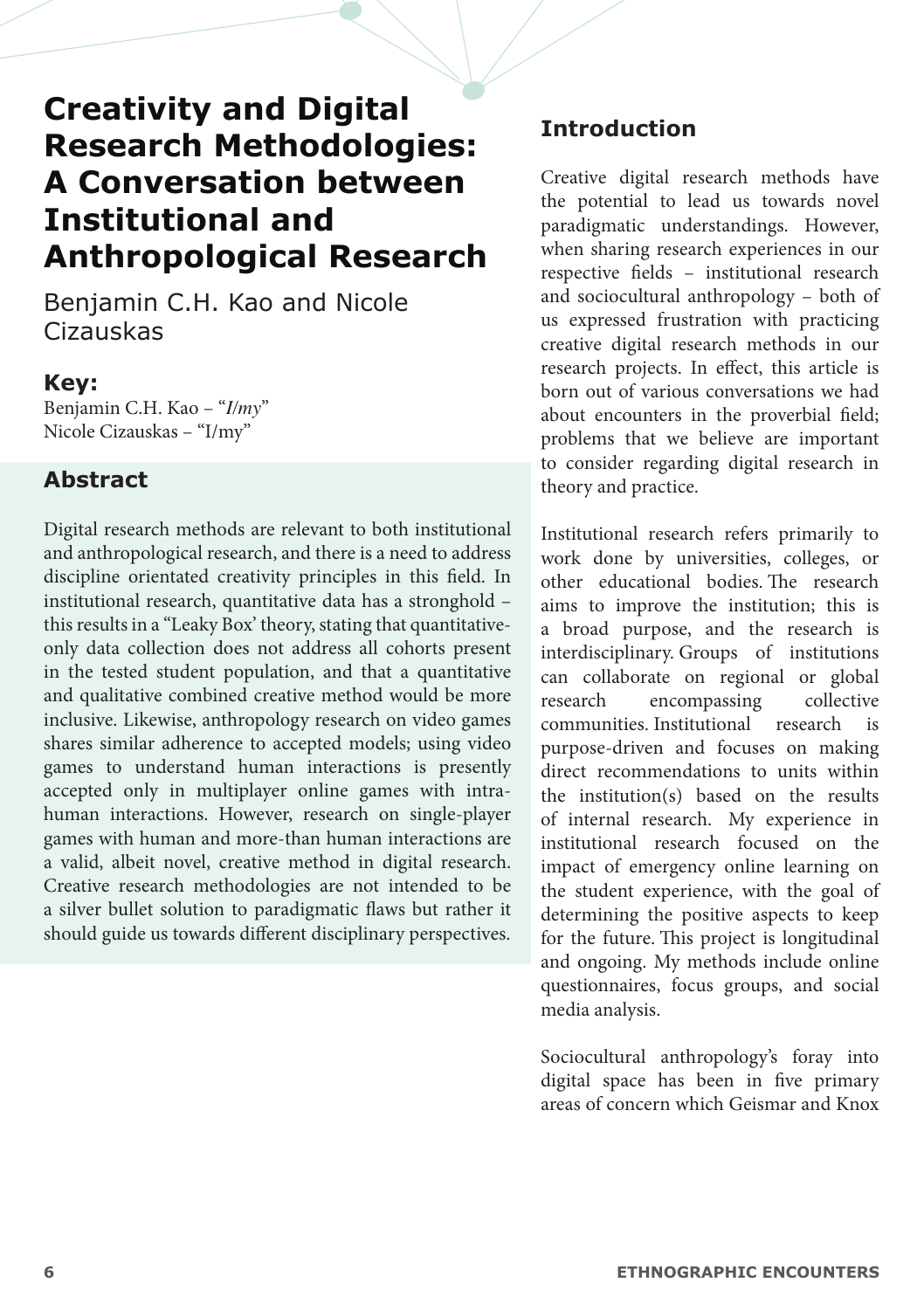# Creativity and Digital Research Methodologies: A Conversation between Institutional and Anthropological Research

Benjamin C.H. Kao and Nicole Cizauskas

**Key:**

Benjamin C.H. Kao – "*I/my*"
Nicole Cizauskas – "I/my"

## Abstract

Digital research methods are relevant to both institutional and anthropological research, and there is a need to address discipline orientated creativity principles in this field. In institutional research, quantitative data has a stronghold – this results in a "Leaky Box' theory, stating that quantitative-only data collection does not address all cohorts present in the tested student population, and that a quantitative and qualitative combined creative method would be more inclusive. Likewise, anthropology research on video games shares similar adherence to accepted models; using video games to understand human interactions is presently accepted only in multiplayer online games with intra-human interactions. However, research on single-player games with human and more-than human interactions are a valid, albeit novel, creative method in digital research. Creative research methodologies are not intended to be a silver bullet solution to paradigmatic flaws but rather it should guide us towards different disciplinary perspectives.

## Introduction

Creative digital research methods have the potential to lead us towards novel paradigmatic understandings. However, when sharing research experiences in our respective fields – institutional research and sociocultural anthropology – both of us expressed frustration with practicing creative digital research methods in our research projects. In effect, this article is born out of various conversations we had about encounters in the proverbial field; problems that we believe are important to consider regarding digital research in theory and practice.

Institutional research refers primarily to work done by universities, colleges, or other educational bodies. The research aims to improve the institution; this is a broad purpose, and the research is interdisciplinary. Groups of institutions can collaborate on regional or global research encompassing collective communities. Institutional research is purpose-driven and focuses on making direct recommendations to units within the institution(s) based on the results of internal research. *My experience in institutional research focused on the impact of emergency online learning on the student experience, with the goal of determining the positive aspects to keep for the future. This project is longitudinal and ongoing. My methods include online questionnaires, focus groups, and social media analysis.*

Sociocultural anthropology's foray into digital space has been in five primary areas of concern which Geismar and Knox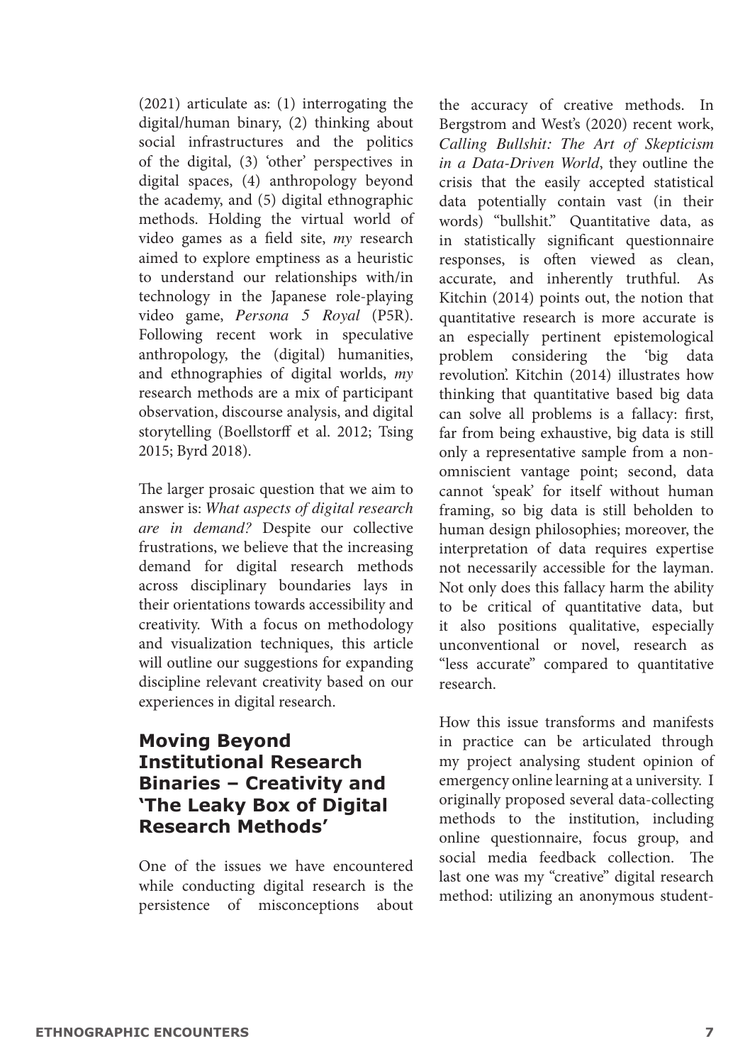(2021) articulate as: (1) interrogating the digital/human binary, (2) thinking about social infrastructures and the politics of the digital, (3) 'other' perspectives in digital spaces, (4) anthropology beyond the academy, and (5) digital ethnographic methods. Holding the virtual world of video games as a field site, *my* research aimed to explore emptiness as a heuristic to understand our relationships with/in technology in the Japanese role-playing video game, *Persona 5 Royal* (P5R). Following recent work in speculative anthropology, the (digital) humanities, and ethnographies of digital worlds, *my* research methods are a mix of participant observation, discourse analysis, and digital storytelling (Boellstorff et al. 2012; Tsing 2015; Byrd 2018).

The larger prosaic question that we aim to answer is: *What aspects of digital research are in demand?* Despite our collective frustrations, we believe that the increasing demand for digital research methods across disciplinary boundaries lays in their orientations towards accessibility and creativity. With a focus on methodology and visualization techniques, this article will outline our suggestions for expanding discipline relevant creativity based on our experiences in digital research.

## Moving Beyond Institutional Research Binaries – Creativity and 'The Leaky Box of Digital Research Methods'

One of the issues we have encountered while conducting digital research is the persistence of misconceptions about the accuracy of creative methods. In Bergstrom and West's (2020) recent work, *Calling Bullshit: The Art of Skepticism in a Data-Driven World*, they outline the crisis that the easily accepted statistical data potentially contain vast (in their words) "bullshit." Quantitative data, as in statistically significant questionnaire responses, is often viewed as clean, accurate, and inherently truthful. As Kitchin (2014) points out, the notion that quantitative research is more accurate is an especially pertinent epistemological problem considering the 'big data revolution'. Kitchin (2014) illustrates how thinking that quantitative based big data can solve all problems is a fallacy: first, far from being exhaustive, big data is still only a representative sample from a non-omniscient vantage point; second, data cannot 'speak' for itself without human framing, so big data is still beholden to human design philosophies; moreover, the interpretation of data requires expertise not necessarily accessible for the layman. Not only does this fallacy harm the ability to be critical of quantitative data, but it also positions qualitative, especially unconventional or novel, research as "less accurate" compared to quantitative research.

How this issue transforms and manifests in practice can be articulated through my project analysing student opinion of emergency online learning at a university. I originally proposed several data-collecting methods to the institution, including online questionnaire, focus group, and social media feedback collection. The last one was my "creative" digital research method: utilizing an anonymous student-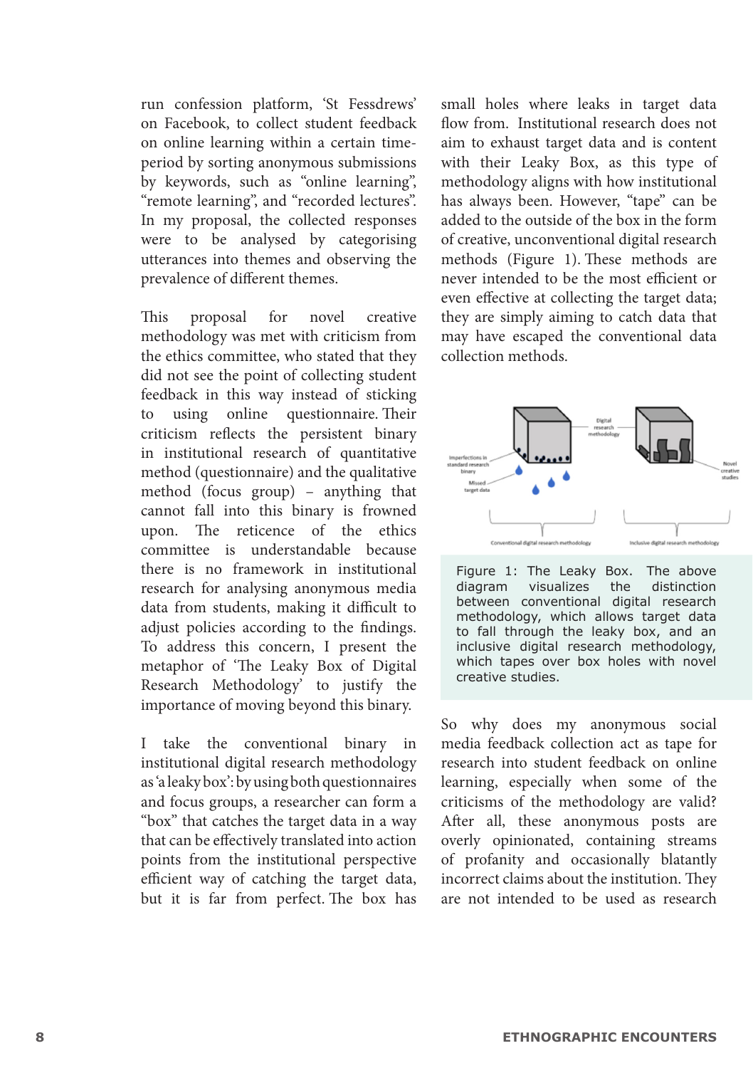run confession platform, 'St Fessdrews' on Facebook, to collect student feedback on online learning within a certain time-period by sorting anonymous submissions by keywords, such as "online learning", "remote learning", and "recorded lectures". In my proposal, the collected responses were to be analysed by categorising utterances into themes and observing the prevalence of different themes.

This proposal for novel creative methodology was met with criticism from the ethics committee, who stated that they did not see the point of collecting student feedback in this way instead of sticking to using online questionnaire. Their criticism reflects the persistent binary in institutional research of quantitative method (questionnaire) and the qualitative method (focus group) – anything that cannot fall into this binary is frowned upon. The reticence of the ethics committee is understandable because there is no framework in institutional research for analysing anonymous media data from students, making it difficult to adjust policies according to the findings. To address this concern, I present the metaphor of 'The Leaky Box of Digital Research Methodology' to justify the importance of moving beyond this binary.

I take the conventional binary in institutional digital research methodology as 'a leaky box': by using both questionnaires and focus groups, a researcher can form a "box" that catches the target data in a way that can be effectively translated into action points from the institutional perspective efficient way of catching the target data, but it is far from perfect. The box has small holes where leaks in target data flow from. Institutional research does not aim to exhaust target data and is content with their Leaky Box, as this type of methodology aligns with how institutional has always been. However, "tape" can be added to the outside of the box in the form of creative, unconventional digital research methods (Figure 1). These methods are never intended to be the most efficient or even effective at collecting the target data; they are simply aiming to catch data that may have escaped the conventional data collection methods.

Figure 1: The Leaky Box. The above diagram visualizes the distinction between conventional digital research methodology, which allows target data to fall through the leaky box, and an inclusive digital research methodology, which tapes over box holes with novel creative studies.

So why does my anonymous social media feedback collection act as tape for research into student feedback on online learning, especially when some of the criticisms of the methodology are valid? After all, these anonymous posts are overly opinionated, containing streams of profanity and occasionally blatantly incorrect claims about the institution. They are not intended to be used as research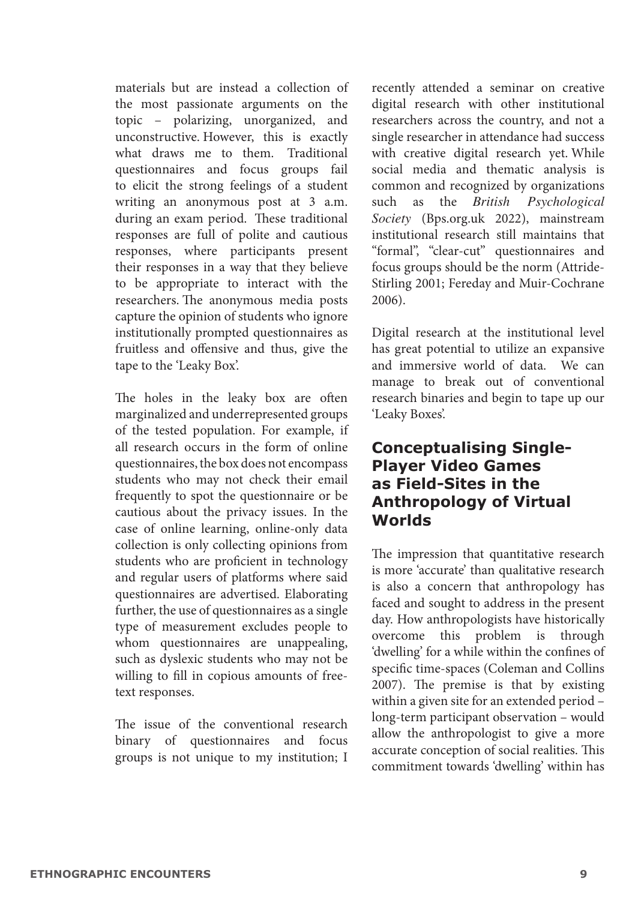materials but are instead a collection of the most passionate arguments on the topic – polarizing, unorganized, and unconstructive. However, this is exactly what draws me to them. Traditional questionnaires and focus groups fail to elicit the strong feelings of a student writing an anonymous post at 3 a.m. during an exam period. These traditional responses are full of polite and cautious responses, where participants present their responses in a way that they believe to be appropriate to interact with the researchers. The anonymous media posts capture the opinion of students who ignore institutionally prompted questionnaires as fruitless and offensive and thus, give the tape to the 'Leaky Box'.

The holes in the leaky box are often marginalized and underrepresented groups of the tested population. For example, if all research occurs in the form of online questionnaires, the box does not encompass students who may not check their email frequently to spot the questionnaire or be cautious about the privacy issues. In the case of online learning, online-only data collection is only collecting opinions from students who are proficient in technology and regular users of platforms where said questionnaires are advertised. Elaborating further, the use of questionnaires as a single type of measurement excludes people to whom questionnaires are unappealing, such as dyslexic students who may not be willing to fill in copious amounts of free-text responses.

The issue of the conventional research binary of questionnaires and focus groups is not unique to my institution; I recently attended a seminar on creative digital research with other institutional researchers across the country, and not a single researcher in attendance had success with creative digital research yet. While social media and thematic analysis is common and recognized by organizations such as the *British Psychological Society* (Bps.org.uk 2022), mainstream institutional research still maintains that "formal", "clear-cut" questionnaires and focus groups should be the norm (Attride-Stirling 2001; Fereday and Muir-Cochrane 2006).

Digital research at the institutional level has great potential to utilize an expansive and immersive world of data. We can manage to break out of conventional research binaries and begin to tape up our 'Leaky Boxes'.

## Conceptualising Single-Player Video Games as Field-Sites in the Anthropology of Virtual Worlds

The impression that quantitative research is more 'accurate' than qualitative research is also a concern that anthropology has faced and sought to address in the present day. How anthropologists have historically overcome this problem is through 'dwelling' for a while within the confines of specific time-spaces (Coleman and Collins 2007). The premise is that by existing within a given site for an extended period – long-term participant observation – would allow the anthropologist to give a more accurate conception of social realities. This commitment towards 'dwelling' within has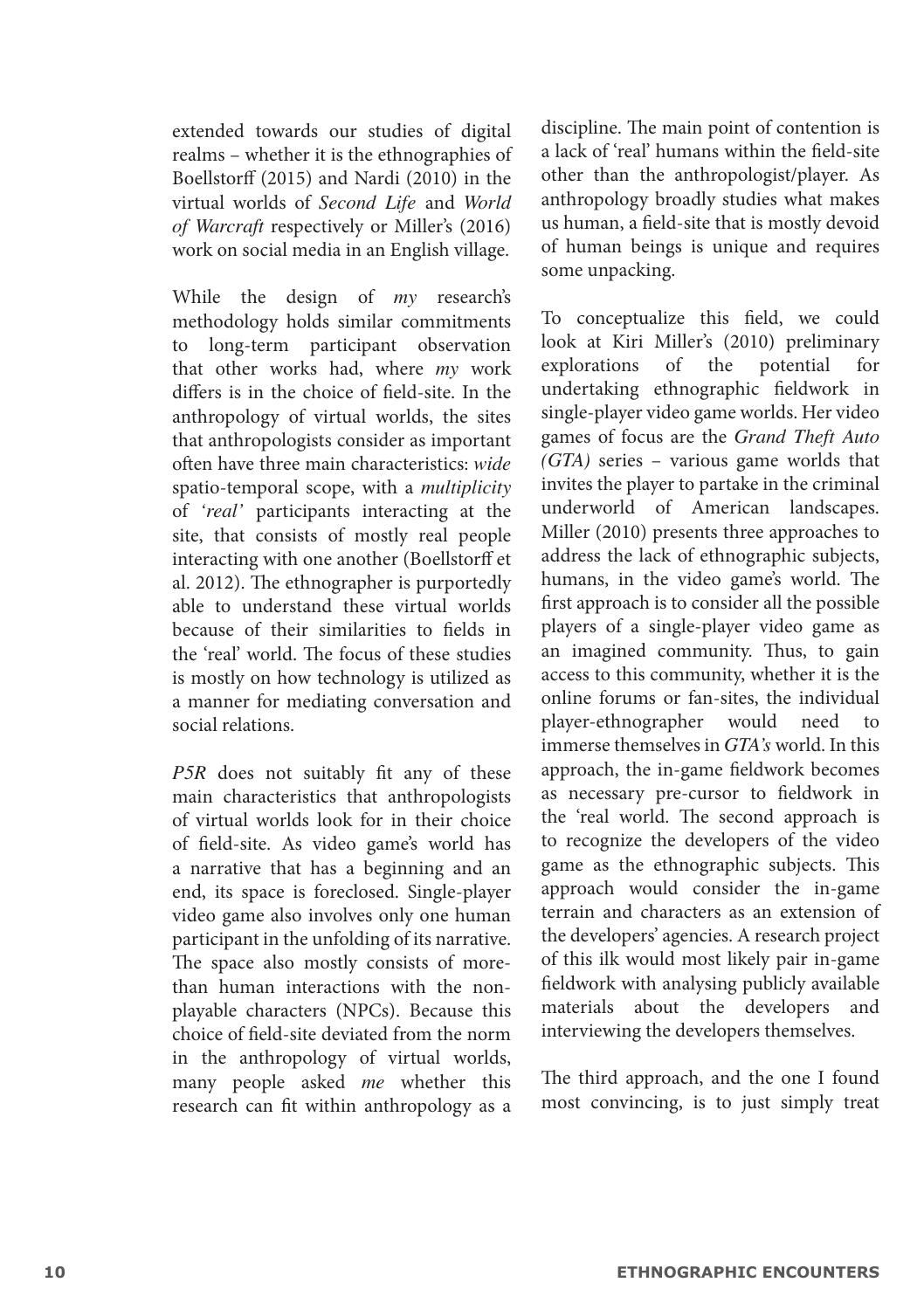extended towards our studies of digital realms – whether it is the ethnographies of Boellstorff (2015) and Nardi (2010) in the virtual worlds of *Second Life* and *World of Warcraft* respectively or Miller's (2016) work on social media in an English village.

While the design of *my* research's methodology holds similar commitments to long-term participant observation that other works had, where *my* work differs is in the choice of field-site. In the anthropology of virtual worlds, the sites that anthropologists consider as important often have three main characteristics: *wide* spatio-temporal scope, with a *multiplicity* of *'real'* participants interacting at the site, that consists of mostly real people interacting with one another (Boellstorff et al. 2012). The ethnographer is purportedly able to understand these virtual worlds because of their similarities to fields in the 'real' world. The focus of these studies is mostly on how technology is utilized as a manner for mediating conversation and social relations.

*P5R* does not suitably fit any of these main characteristics that anthropologists of virtual worlds look for in their choice of field-site. As video game's world has a narrative that has a beginning and an end, its space is foreclosed. Single-player video game also involves only one human participant in the unfolding of its narrative. The space also mostly consists of more-than human interactions with the non-playable characters (NPCs). Because this choice of field-site deviated from the norm in the anthropology of virtual worlds, many people asked *me* whether this research can fit within anthropology as a discipline. The main point of contention is a lack of 'real' humans within the field-site other than the anthropologist/player. As anthropology broadly studies what makes us human, a field-site that is mostly devoid of human beings is unique and requires some unpacking.

To conceptualize this field, we could look at Kiri Miller's (2010) preliminary explorations of the potential for undertaking ethnographic fieldwork in single-player video game worlds. Her video games of focus are the *Grand Theft Auto (GTA)* series – various game worlds that invites the player to partake in the criminal underworld of American landscapes. Miller (2010) presents three approaches to address the lack of ethnographic subjects, humans, in the video game's world. The first approach is to consider all the possible players of a single-player video game as an imagined community. Thus, to gain access to this community, whether it is the online forums or fan-sites, the individual player-ethnographer would need to immerse themselves in *GTA's* world. In this approach, the in-game fieldwork becomes as necessary pre-cursor to fieldwork in the 'real world. The second approach is to recognize the developers of the video game as the ethnographic subjects. This approach would consider the in-game terrain and characters as an extension of the developers' agencies. A research project of this ilk would most likely pair in-game fieldwork with analysing publicly available materials about the developers and interviewing the developers themselves.

The third approach, and the one I found most convincing, is to just simply treat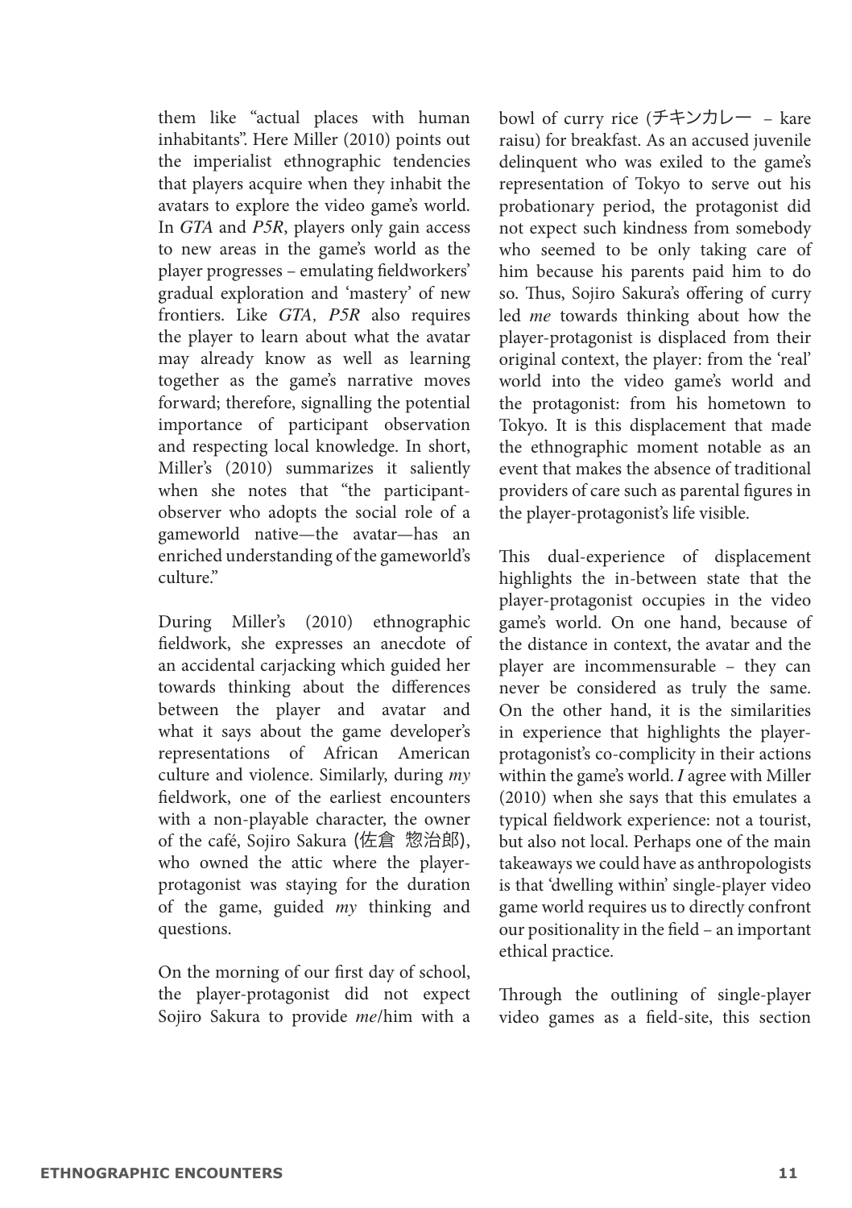them like "actual places with human inhabitants". Here Miller (2010) points out the imperialist ethnographic tendencies that players acquire when they inhabit the avatars to explore the video game's world. In *GTA* and *P5R*, players only gain access to new areas in the game's world as the player progresses – emulating fieldworkers' gradual exploration and 'mastery' of new frontiers. Like *GTA*, *P5R* also requires the player to learn about what the avatar may already know as well as learning together as the game's narrative moves forward; therefore, signalling the potential importance of participant observation and respecting local knowledge. In short, Miller's (2010) summarizes it saliently when she notes that "the participant-observer who adopts the social role of a gameworld native—the avatar—has an enriched understanding of the gameworld's culture."

During Miller's (2010) ethnographic fieldwork, she expresses an anecdote of an accidental carjacking which guided her towards thinking about the differences between the player and avatar and what it says about the game developer's representations of African American culture and violence. Similarly, during *my* fieldwork, one of the earliest encounters with a non-playable character, the owner of the café, Sojiro Sakura (佐倉 惣治郎), who owned the attic where the player-protagonist was staying for the duration of the game, guided *my* thinking and questions.

On the morning of our first day of school, the player-protagonist did not expect Sojiro Sakura to provide *me*/him with a bowl of curry rice (チキンカレー – kare raisu) for breakfast. As an accused juvenile delinquent who was exiled to the game's representation of Tokyo to serve out his probationary period, the protagonist did not expect such kindness from somebody who seemed to be only taking care of him because his parents paid him to do so. Thus, Sojiro Sakura's offering of curry led *me* towards thinking about how the player-protagonist is displaced from their original context, the player: from the 'real' world into the video game's world and the protagonist: from his hometown to Tokyo. It is this displacement that made the ethnographic moment notable as an event that makes the absence of traditional providers of care such as parental figures in the player-protagonist's life visible.

This dual-experience of displacement highlights the in-between state that the player-protagonist occupies in the video game's world. On one hand, because of the distance in context, the avatar and the player are incommensurable – they can never be considered as truly the same. On the other hand, it is the similarities in experience that highlights the player-protagonist's co-complicity in their actions within the game's world. *I* agree with Miller (2010) when she says that this emulates a typical fieldwork experience: not a tourist, but also not local. Perhaps one of the main takeaways we could have as anthropologists is that 'dwelling within' single-player video game world requires us to directly confront our positionality in the field – an important ethical practice.

Through the outlining of single-player video games as a field-site, this section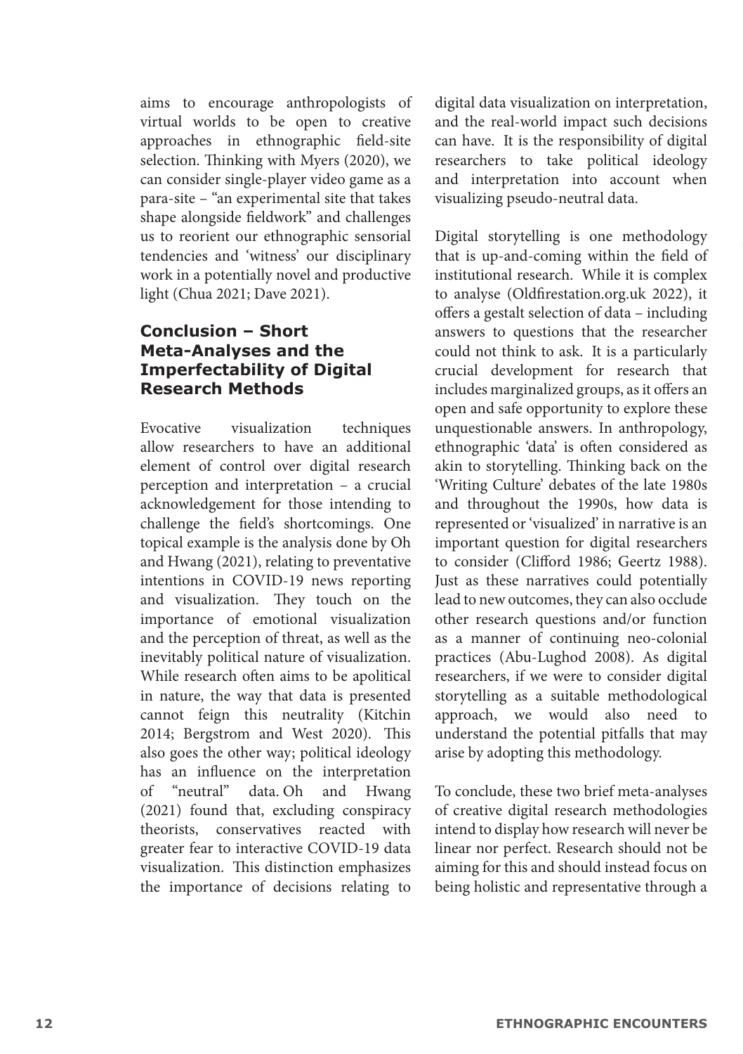aims to encourage anthropologists of virtual worlds to be open to creative approaches in ethnographic field-site selection. Thinking with Myers (2020), we can consider single-player video game as a para-site – "an experimental site that takes shape alongside fieldwork" and challenges us to reorient our ethnographic sensorial tendencies and 'witness' our disciplinary work in a potentially novel and productive light (Chua 2021; Dave 2021).

## Conclusion – Short Meta-Analyses and the Imperfectability of Digital Research Methods

Evocative visualization techniques allow researchers to have an additional element of control over digital research perception and interpretation – a crucial acknowledgement for those intending to challenge the field's shortcomings. One topical example is the analysis done by Oh and Hwang (2021), relating to preventative intentions in COVID-19 news reporting and visualization. They touch on the importance of emotional visualization and the perception of threat, as well as the inevitably political nature of visualization. While research often aims to be apolitical in nature, the way that data is presented cannot feign this neutrality (Kitchin 2014; Bergstrom and West 2020). This also goes the other way; political ideology has an influence on the interpretation of "neutral" data. Oh and Hwang (2021) found that, excluding conspiracy theorists, conservatives reacted with greater fear to interactive COVID-19 data visualization. This distinction emphasizes the importance of decisions relating to digital data visualization on interpretation, and the real-world impact such decisions can have. It is the responsibility of digital researchers to take political ideology and interpretation into account when visualizing pseudo-neutral data.

Digital storytelling is one methodology that is up-and-coming within the field of institutional research. While it is complex to analyse (Oldfirestation.org.uk 2022), it offers a gestalt selection of data – including answers to questions that the researcher could not think to ask. It is a particularly crucial development for research that includes marginalized groups, as it offers an open and safe opportunity to explore these unquestionable answers. In anthropology, ethnographic 'data' is often considered as akin to storytelling. Thinking back on the 'Writing Culture' debates of the late 1980s and throughout the 1990s, how data is represented or 'visualized' in narrative is an important question for digital researchers to consider (Clifford 1986; Geertz 1988). Just as these narratives could potentially lead to new outcomes, they can also occlude other research questions and/or function as a manner of continuing neo-colonial practices (Abu-Lughod 2008). As digital researchers, if we were to consider digital storytelling as a suitable methodological approach, we would also need to understand the potential pitfalls that may arise by adopting this methodology.

To conclude, these two brief meta-analyses of creative digital research methodologies intend to display how research will never be linear nor perfect. Research should not be aiming for this and should instead focus on being holistic and representative through a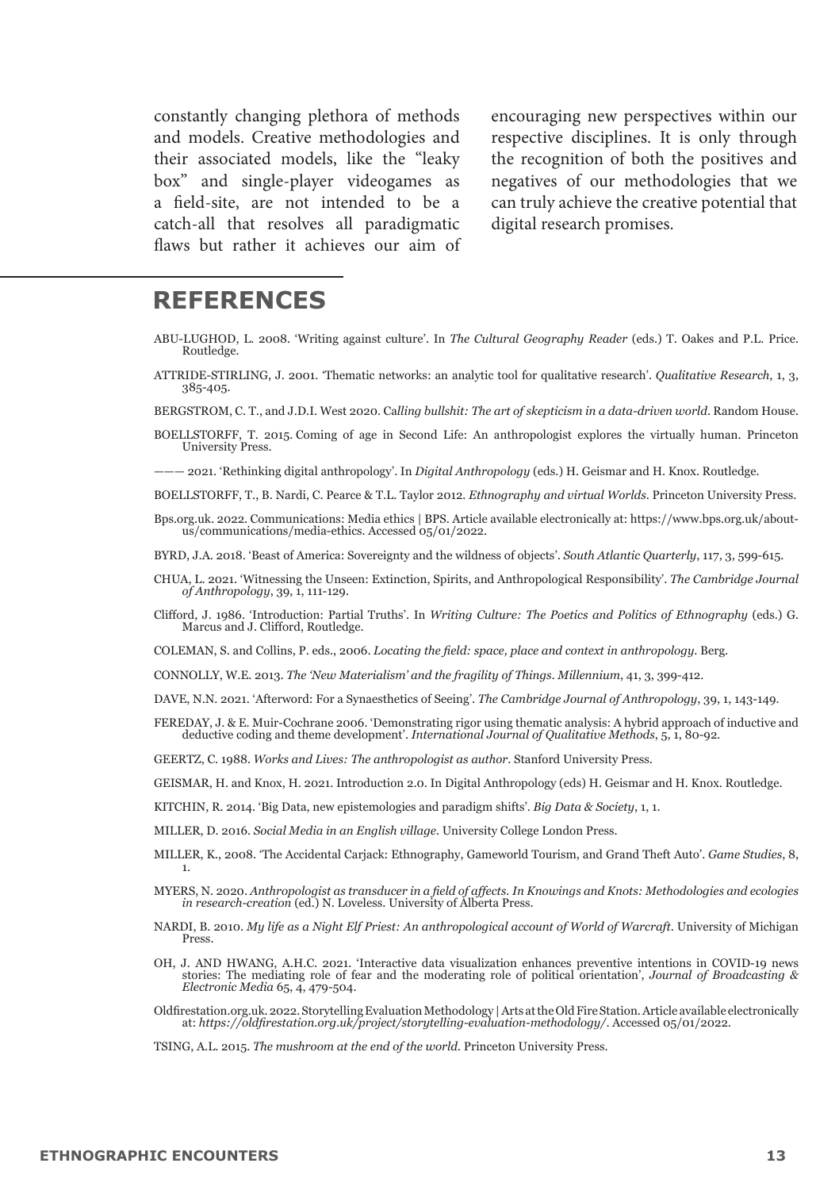constantly changing plethora of methods and models. Creative methodologies and their associated models, like the "leaky box" and single-player videogames as a field-site, are not intended to be a catch-all that resolves all paradigmatic flaws but rather it achieves our aim of encouraging new perspectives within our respective disciplines. It is only through the recognition of both the positives and negatives of our methodologies that we can truly achieve the creative potential that digital research promises.

## REFERENCES

ABU-LUGHOD, L. 2008. 'Writing against culture'. In *The Cultural Geography Reader* (eds.) T. Oakes and P.L. Price. Routledge.

ATTRIDE-STIRLING, J. 2001. 'Thematic networks: an analytic tool for qualitative research'. *Qualitative Research*, 1, 3, 385-405.

BERGSTROM, C. T., and J.D.I. West 2020. C*alling bullshit: The art of skepticism in a data-driven world*. Random House.

BOELLSTORFF, T. 2015. Coming of age in Second Life: An anthropologist explores the virtually human. Princeton University Press.

——— 2021. 'Rethinking digital anthropology'. In *Digital Anthropology* (eds.) H. Geismar and H. Knox. Routledge.

BOELLSTORFF, T., B. Nardi, C. Pearce & T.L. Taylor 2012. *Ethnography and virtual Worlds*. Princeton University Press.

Bps.org.uk. 2022. Communications: Media ethics | BPS. Article available electronically at: https://www.bps.org.uk/about-us/communications/media-ethics. Accessed 05/01/2022.

BYRD, J.A. 2018. 'Beast of America: Sovereignty and the wildness of objects'. *South Atlantic Quarterly*, 117, 3, 599-615.

CHUA, L. 2021. 'Witnessing the Unseen: Extinction, Spirits, and Anthropological Responsibility'. *The Cambridge Journal of Anthropology*, 39, 1, 111-129.

Clifford, J. 1986. 'Introduction: Partial Truths'. In *Writing Culture: The Poetics and Politics of Ethnography* (eds.) G. Marcus and J. Clifford, Routledge.

COLEMAN, S. and Collins, P. eds., 2006. *Locating the field: space, place and context in anthropology*. Berg.

CONNOLLY, W.E. 2013. *The 'New Materialism' and the fragility of Things*. *Millennium*, 41, 3, 399-412.

DAVE, N.N. 2021. 'Afterword: For a Synaesthetics of Seeing'. *The Cambridge Journal of Anthropology*, 39, 1, 143-149.

FEREDAY, J. & E. Muir-Cochrane 2006. 'Demonstrating rigor using thematic analysis: A hybrid approach of inductive and deductive coding and theme development'. *International Journal of Qualitative Methods*, 5, 1, 80-92.

GEERTZ, C. 1988. *Works and Lives: The anthropologist as author*. Stanford University Press.

GEISMAR, H. and Knox, H. 2021. Introduction 2.0. In Digital Anthropology (eds) H. Geismar and H. Knox. Routledge.

KITCHIN, R. 2014. 'Big Data, new epistemologies and paradigm shifts'. *Big Data & Society*, 1, 1.

MILLER, D. 2016. *Social Media in an English village*. University College London Press.

MILLER, K., 2008. 'The Accidental Carjack: Ethnography, Gameworld Tourism, and Grand Theft Auto'. *Game Studies*, 8, 1.

MYERS, N. 2020. *Anthropologist as transducer in a field of affects. In Knowings and Knots: Methodologies and ecologies in research-creation* (ed.) N. Loveless. University of Alberta Press.

NARDI, B. 2010. *My life as a Night Elf Priest: An anthropological account of World of Warcraft*. University of Michigan Press.

OH, J. AND HWANG, A.H.C. 2021. 'Interactive data visualization enhances preventive intentions in COVID-19 news stories: The mediating role of fear and the moderating role of political orientation', *Journal of Broadcasting & Electronic Media* 65, 4, 479-504.

Oldfirestation.org.uk. 2022. Storytelling Evaluation Methodology | Arts at the Old Fire Station. Article available electronically at: *https://oldfirestation.org.uk/project/storytelling-evaluation-methodology/*. Accessed 05/01/2022.

TSING, A.L. 2015. *The mushroom at the end of the world*. Princeton University Press.